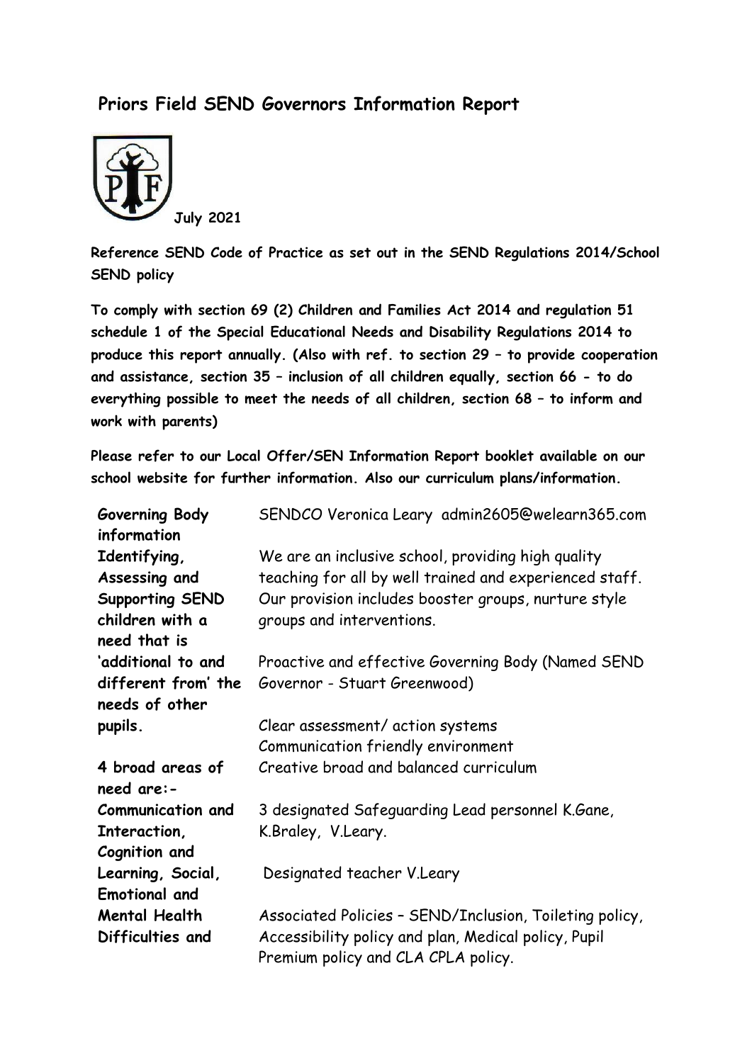# Priors Field SEND Governors Information Report

**July 2021**

**Reference SEND Code of Practice as set out in the SEND Regulations 2014/School SEND policy**

**To comply with section 69 (2) Children and Families Act 2014 and regulation 51 schedule 1 of the Special Educational Needs and Disability Regulations 2014 to produce this report annually. (Also with ref. to section 29 – to provide cooperation and assistance, section 35 – inclusion of all children equally, section 66 - to do everything possible to meet the needs of all children, section 68 – to inform and work with parents)**

**Please refer to our Local Offer/SEN Information Report booklet available on our school website for further information. Also our curriculum plans/information.**

| | |
|---|---|
| **Governing Body information** | SENDCO Veronica Leary admin2605@welearn365.com |
| **Identifying, Assessing and Supporting SEND children with a need that is 'additional to and different from' the needs of other pupils.**<br><br>**4 broad areas of need are:- Communication and Interaction, Cognition and Learning, Social, Emotional and Mental Health Difficulties and** | We are an inclusive school, providing high quality teaching for all by well trained and experienced staff. Our provision includes booster groups, nurture style groups and interventions.<br><br>Proactive and effective Governing Body (Named SEND Governor - Stuart Greenwood)<br><br>Clear assessment/ action systems<br>Communication friendly environment<br>Creative broad and balanced curriculum<br><br>3 designated Safeguarding Lead personnel K.Gane, K.Braley, V.Leary.<br><br>Designated teacher V.Leary<br><br>Associated Policies – SEND/Inclusion, Toileting policy, Accessibility policy and plan, Medical policy, Pupil Premium policy and CLA CPLA policy. |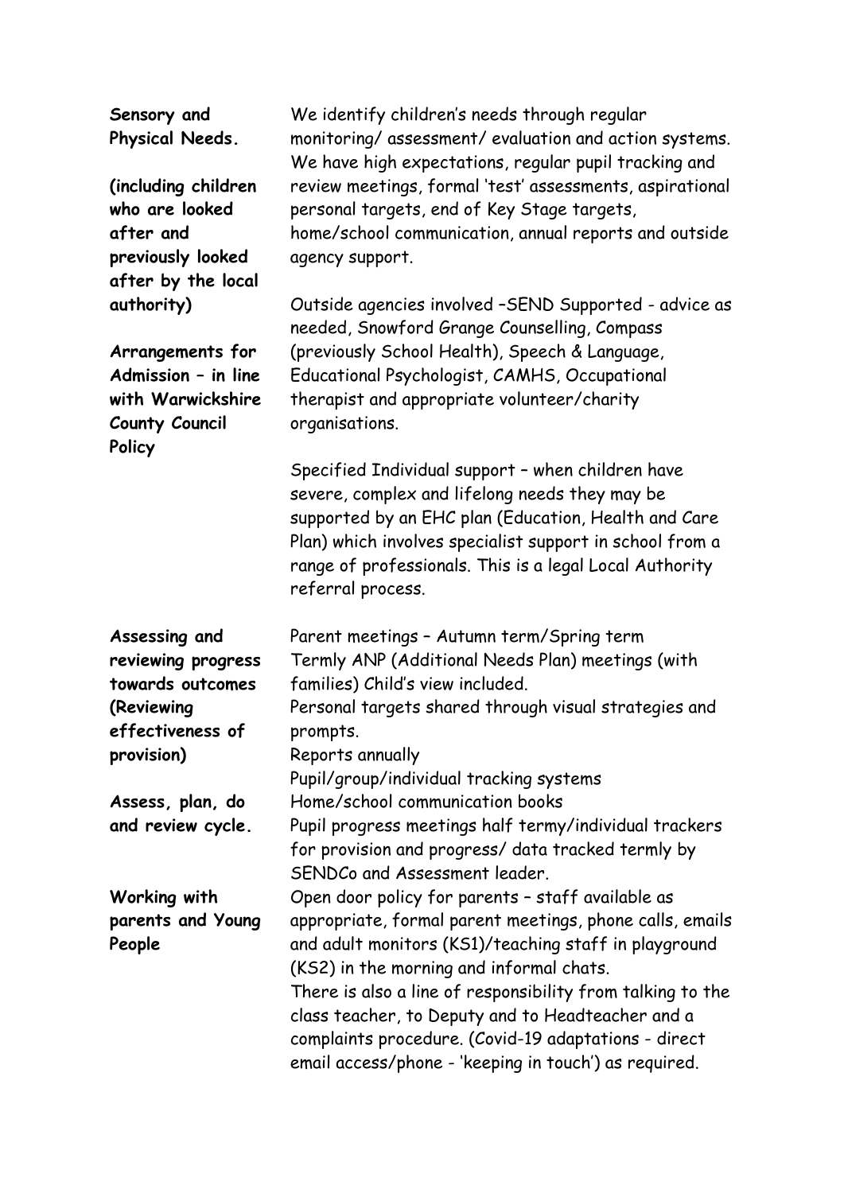| | |
|---|---|
| **Sensory and Physical Needs.**<br><br>**(including children who are looked after and previously looked after by the local authority)**<br><br>**Arrangements for Admission – in line with Warwickshire County Council Policy** | We identify children's needs through regular monitoring/ assessment/ evaluation and action systems. We have high expectations, regular pupil tracking and review meetings, formal 'test' assessments, aspirational personal targets, end of Key Stage targets, home/school communication, annual reports and outside agency support.<br><br>Outside agencies involved –SEND Supported - advice as needed, Snowford Grange Counselling, Compass (previously School Health), Speech & Language, Educational Psychologist, CAMHS, Occupational therapist and appropriate volunteer/charity organisations.<br><br>Specified Individual support – when children have severe, complex and lifelong needs they may be supported by an EHC plan (Education, Health and Care Plan) which involves specialist support in school from a range of professionals. This is a legal Local Authority referral process. |
| **Assessing and reviewing progress towards outcomes (Reviewing effectiveness of provision)**<br><br>**Assess, plan, do and review cycle.** | Parent meetings – Autumn term/Spring term<br>Termly ANP (Additional Needs Plan) meetings (with families) Child's view included.<br>Personal targets shared through visual strategies and prompts.<br>Reports annually<br>Pupil/group/individual tracking systems<br>Home/school communication books<br>Pupil progress meetings half termy/individual trackers for provision and progress/ data tracked termly by SENDCo and Assessment leader. |
| **Working with parents and Young People** | Open door policy for parents – staff available as appropriate, formal parent meetings, phone calls, emails and adult monitors (KS1)/teaching staff in playground (KS2) in the morning and informal chats.<br>There is also a line of responsibility from talking to the class teacher, to Deputy and to Headteacher and a complaints procedure. (Covid-19 adaptations - direct email access/phone - 'keeping in touch') as required. |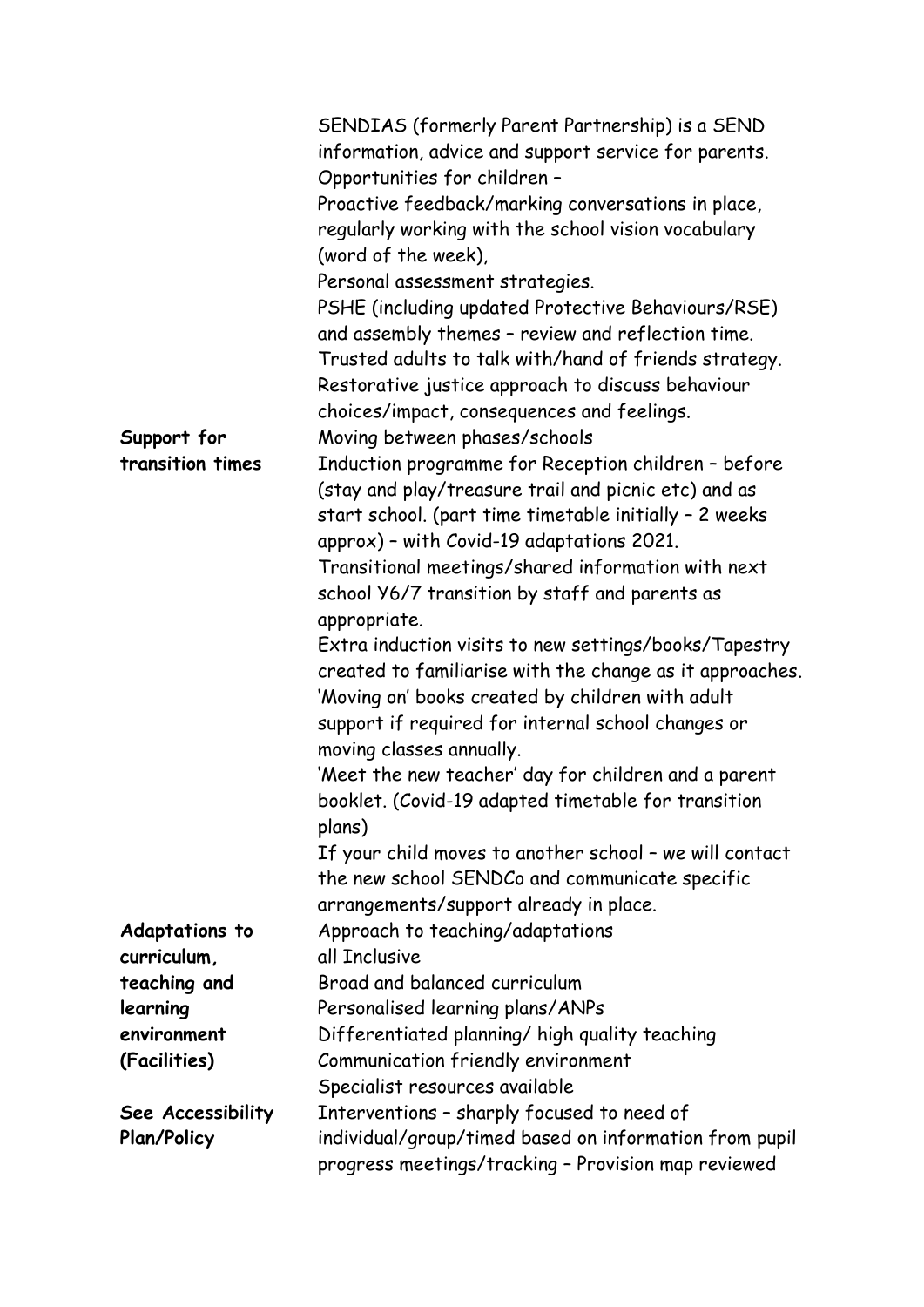| | |
|---|---|
| | SENDIAS (formerly Parent Partnership) is a SEND information, advice and support service for parents.<br>Opportunities for children –<br>Proactive feedback/marking conversations in place, regularly working with the school vision vocabulary (word of the week),<br>Personal assessment strategies.<br>PSHE (including updated Protective Behaviours/RSE) and assembly themes – review and reflection time.<br>Trusted adults to talk with/hand of friends strategy.<br>Restorative justice approach to discuss behaviour choices/impact, consequences and feelings. |
| **Support for transition times** | Moving between phases/schools<br>Induction programme for Reception children – before (stay and play/treasure trail and picnic etc) and as start school. (part time timetable initially – 2 weeks approx) – with Covid-19 adaptations 2021.<br>Transitional meetings/shared information with next school Y6/7 transition by staff and parents as appropriate.<br>Extra induction visits to new settings/books/Tapestry created to familiarise with the change as it approaches.<br>'Moving on' books created by children with adult support if required for internal school changes or moving classes annually.<br>'Meet the new teacher' day for children and a parent booklet. (Covid-19 adapted timetable for transition plans)<br>If your child moves to another school – we will contact the new school SENDCo and communicate specific arrangements/support already in place. |
| **Adaptations to curriculum, teaching and learning environment (Facilities)**<br><br>**See Accessibility Plan/Policy** | Approach to teaching/adaptations<br>all Inclusive<br>Broad and balanced curriculum<br>Personalised learning plans/ANPs<br>Differentiated planning/ high quality teaching<br>Communication friendly environment<br>Specialist resources available<br>Interventions – sharply focused to need of individual/group/timed based on information from pupil progress meetings/tracking – Provision map reviewed |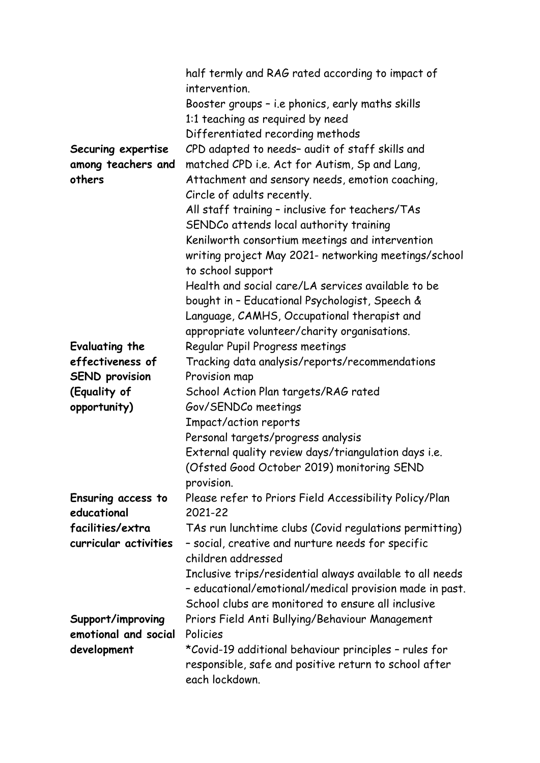| | |
|---|---|
| | half termly and RAG rated according to impact of intervention.<br>Booster groups – i.e phonics, early maths skills<br>1:1 teaching as required by need<br>Differentiated recording methods |
| **Securing expertise among teachers and others** | CPD adapted to needs– audit of staff skills and matched CPD i.e. Act for Autism, Sp and Lang, Attachment and sensory needs, emotion coaching, Circle of adults recently.<br>All staff training – inclusive for teachers/TAs<br>SENDCo attends local authority training<br>Kenilworth consortium meetings and intervention writing project May 2021- networking meetings/school to school support<br>Health and social care/LA services available to be bought in – Educational Psychologist, Speech & Language, CAMHS, Occupational therapist and appropriate volunteer/charity organisations. |
| **Evaluating the effectiveness of SEND provision (Equality of opportunity)** | Regular Pupil Progress meetings<br>Tracking data analysis/reports/recommendations<br>Provision map<br>School Action Plan targets/RAG rated<br>Gov/SENDCo meetings<br>Impact/action reports<br>Personal targets/progress analysis<br>External quality review days/triangulation days i.e. (Ofsted Good October 2019) monitoring SEND provision. |
| **Ensuring access to educational facilities/extra curricular activities** | Please refer to Priors Field Accessibility Policy/Plan 2021-22<br>TAs run lunchtime clubs (Covid regulations permitting) – social, creative and nurture needs for specific children addressed<br>Inclusive trips/residential always available to all needs – educational/emotional/medical provision made in past.<br>School clubs are monitored to ensure all inclusive |
| **Support/improving emotional and social development** | Priors Field Anti Bullying/Behaviour Management Policies<br>*Covid-19 additional behaviour principles – rules for responsible, safe and positive return to school after each lockdown. |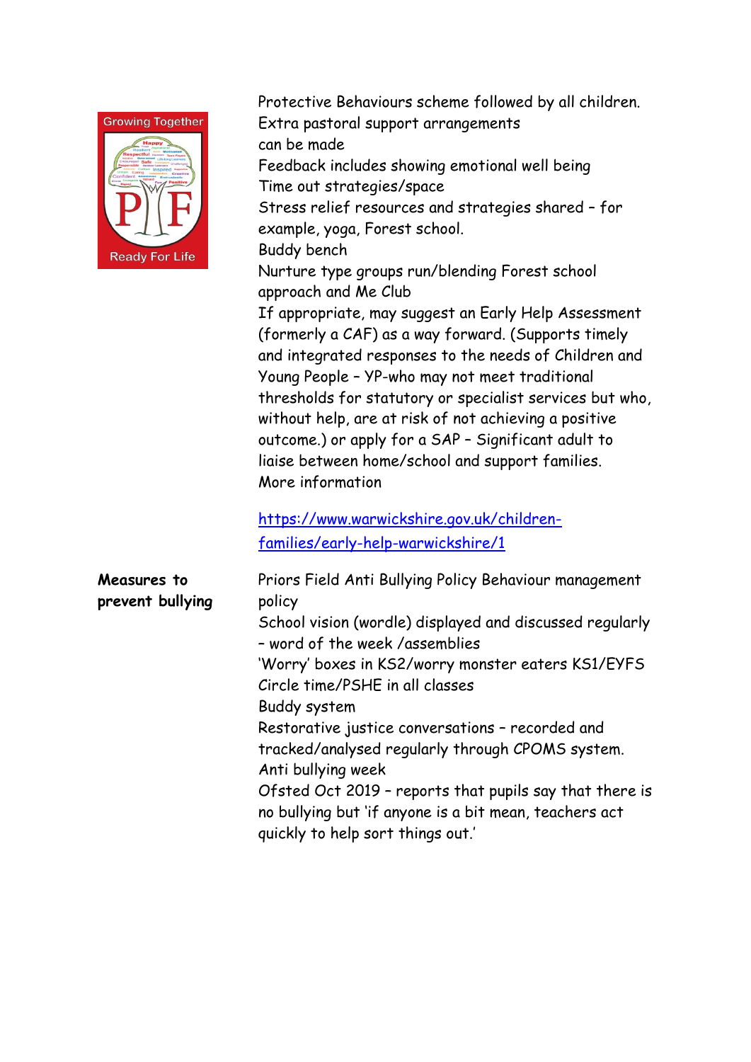| | |
|---|---|
| | Protective Behaviours scheme followed by all children.<br>Extra pastoral support arrangements can be made<br>Feedback includes showing emotional well being<br>Time out strategies/space<br>Stress relief resources and strategies shared – for example, yoga, Forest school.<br>Buddy bench<br>Nurture type groups run/blending Forest school approach and Me Club<br>If appropriate, may suggest an Early Help Assessment (formerly a CAF) as a way forward. (Supports timely and integrated responses to the needs of Children and Young People – YP-who may not meet traditional thresholds for statutory or specialist services but who, without help, are at risk of not achieving a positive outcome.) or apply for a SAP – Significant adult to liaise between home/school and support families.<br>More information<br><br>[https://www.warwickshire.gov.uk/children-families/early-help-warwickshire/1](https://www.warwickshire.gov.uk/children-families/early-help-warwickshire/1) |
| **Measures to prevent bullying** | Priors Field Anti Bullying Policy Behaviour management policy<br>School vision (wordle) displayed and discussed regularly – word of the week /assemblies<br>'Worry' boxes in KS2/worry monster eaters KS1/EYFS<br>Circle time/PSHE in all classes<br>Buddy system<br>Restorative justice conversations – recorded and tracked/analysed regularly through CPOMS system.<br>Anti bullying week<br>Ofsted Oct 2019 – reports that pupils say that there is no bullying but 'if anyone is a bit mean, teachers act quickly to help sort things out.' |